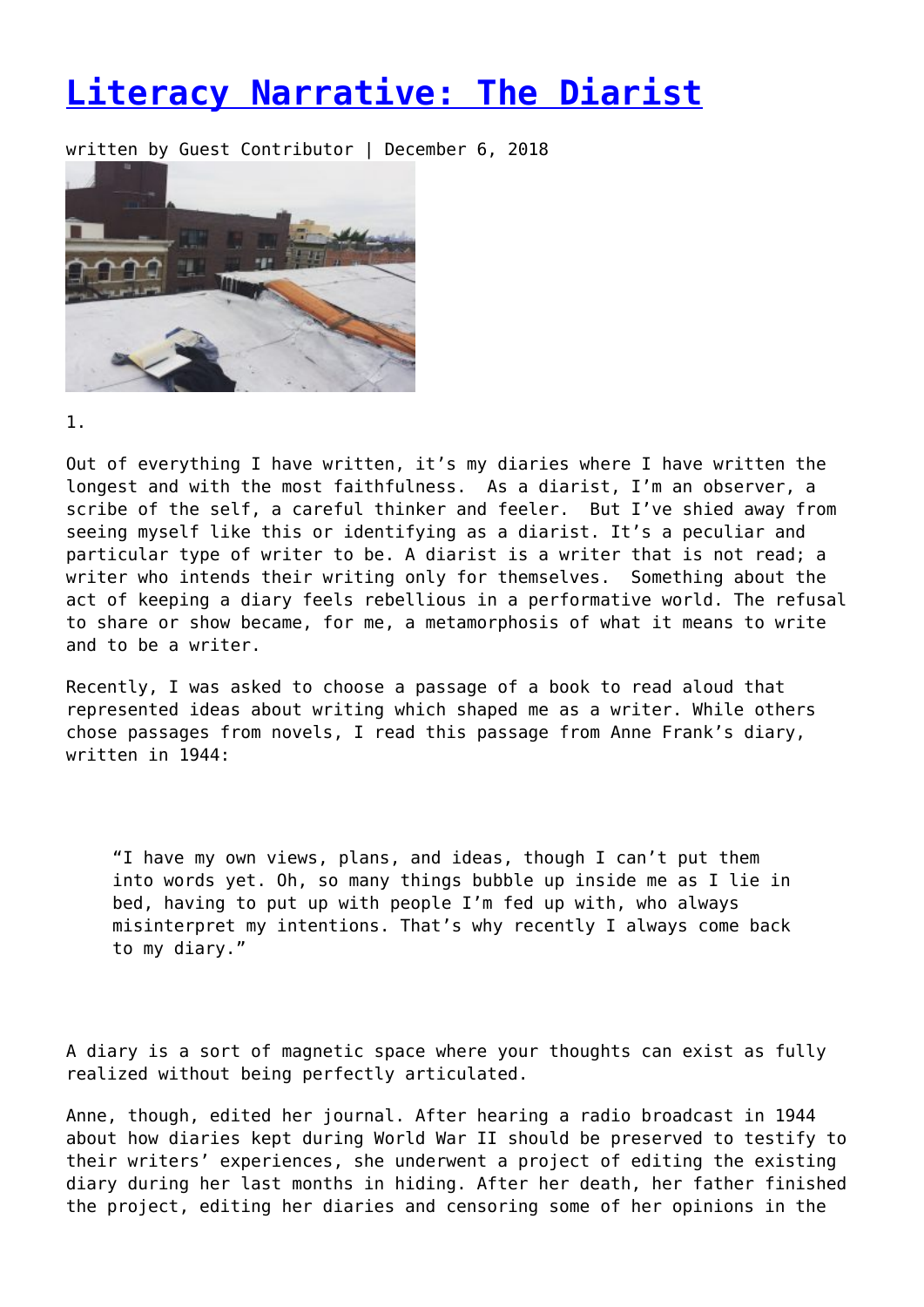# Literacy Narrative: The Diarist

written by Guest Contributor | December 6, 2018

1.

Out of everything I have written, it's my diaries where I have written the longest and with the most faithfulness. As a diarist, I'm an observer, a scribe of the self, a careful thinker and feeler. But I've shied away from seeing myself like this or identifying as a diarist. It's a peculiar and particular type of writer to be. A diarist is a writer that is not read; a writer who intends their writing only for themselves. Something about the act of keeping a diary feels rebellious in a performative world. The refusal to share or show became, for me, a metamorphosis of what it means to write and to be a writer.

Recently, I was asked to choose a passage of a book to read aloud that represented ideas about writing which shaped me as a writer. While others chose passages from novels, I read this passage from Anne Frank's diary, written in 1944:

> "I have my own views, plans, and ideas, though I can't put them into words yet. Oh, so many things bubble up inside me as I lie in bed, having to put up with people I'm fed up with, who always misinterpret my intentions. That's why recently I always come back to my diary."

A diary is a sort of magnetic space where your thoughts can exist as fully realized without being perfectly articulated.

Anne, though, edited her journal. After hearing a radio broadcast in 1944 about how diaries kept during World War II should be preserved to testify to their writers' experiences, she underwent a project of editing the existing diary during her last months in hiding. After her death, her father finished the project, editing her diaries and censoring some of her opinions in the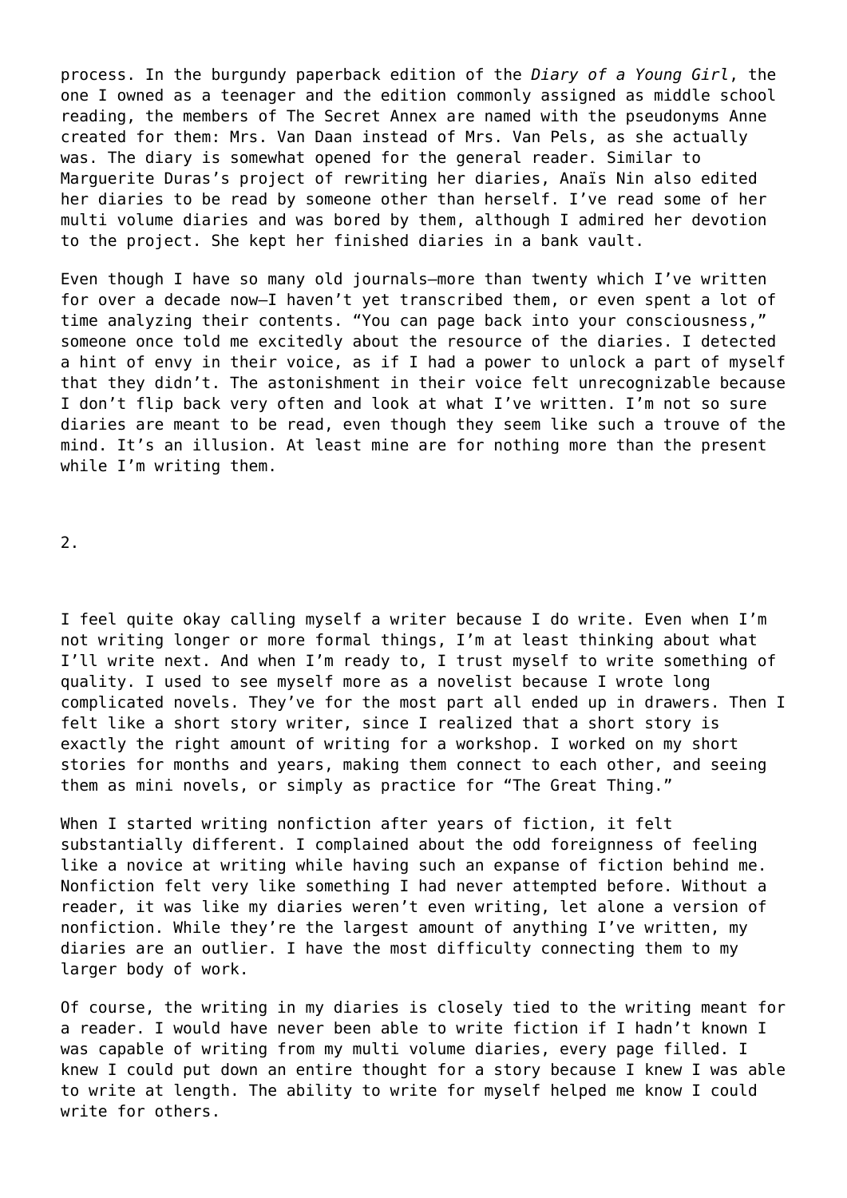process. In the burgundy paperback edition of the *Diary of a Young Girl*, the one I owned as a teenager and the edition commonly assigned as middle school reading, the members of The Secret Annex are named with the pseudonyms Anne created for them: Mrs. Van Daan instead of Mrs. Van Pels, as she actually was. The diary is somewhat opened for the general reader. Similar to Marguerite Duras's project of rewriting her diaries, Anaïs Nin also edited her diaries to be read by someone other than herself. I've read some of her multi volume diaries and was bored by them, although I admired her devotion to the project. She kept her finished diaries in a bank vault.

Even though I have so many old journals—more than twenty which I've written for over a decade now—I haven't yet transcribed them, or even spent a lot of time analyzing their contents. "You can page back into your consciousness," someone once told me excitedly about the resource of the diaries. I detected a hint of envy in their voice, as if I had a power to unlock a part of myself that they didn't. The astonishment in their voice felt unrecognizable because I don't flip back very often and look at what I've written. I'm not so sure diaries are meant to be read, even though they seem like such a trouve of the mind. It's an illusion. At least mine are for nothing more than the present while I'm writing them.

2.

I feel quite okay calling myself a writer because I do write. Even when I'm not writing longer or more formal things, I'm at least thinking about what I'll write next. And when I'm ready to, I trust myself to write something of quality. I used to see myself more as a novelist because I wrote long complicated novels. They've for the most part all ended up in drawers. Then I felt like a short story writer, since I realized that a short story is exactly the right amount of writing for a workshop. I worked on my short stories for months and years, making them connect to each other, and seeing them as mini novels, or simply as practice for "The Great Thing."

When I started writing nonfiction after years of fiction, it felt substantially different. I complained about the odd foreignness of feeling like a novice at writing while having such an expanse of fiction behind me. Nonfiction felt very like something I had never attempted before. Without a reader, it was like my diaries weren't even writing, let alone a version of nonfiction. While they're the largest amount of anything I've written, my diaries are an outlier. I have the most difficulty connecting them to my larger body of work.

Of course, the writing in my diaries is closely tied to the writing meant for a reader. I would have never been able to write fiction if I hadn't known I was capable of writing from my multi volume diaries, every page filled. I knew I could put down an entire thought for a story because I knew I was able to write at length. The ability to write for myself helped me know I could write for others.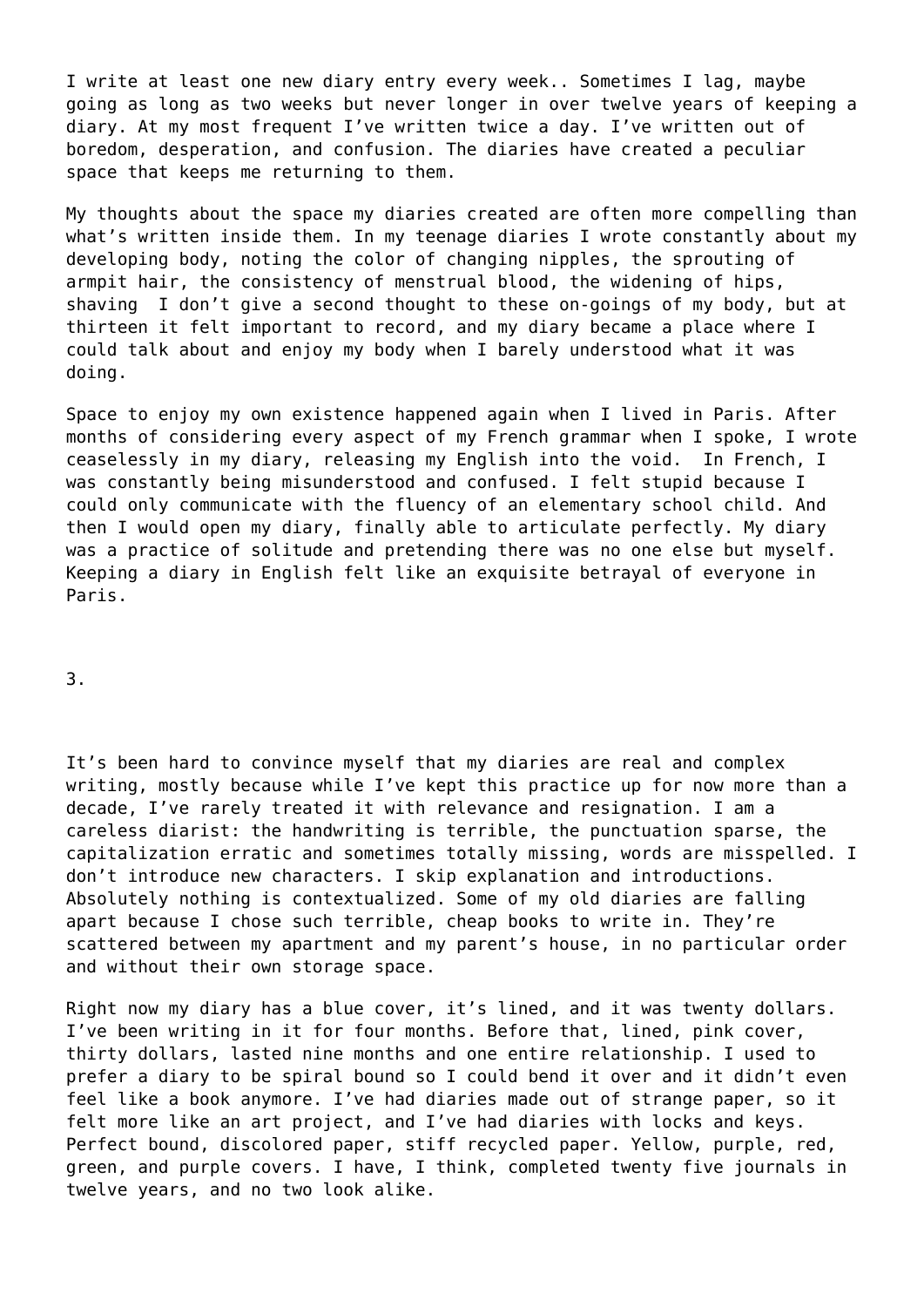I write at least one new diary entry every week.. Sometimes I lag, maybe going as long as two weeks but never longer in over twelve years of keeping a diary. At my most frequent I've written twice a day. I've written out of boredom, desperation, and confusion. The diaries have created a peculiar space that keeps me returning to them.

My thoughts about the space my diaries created are often more compelling than what's written inside them. In my teenage diaries I wrote constantly about my developing body, noting the color of changing nipples, the sprouting of armpit hair, the consistency of menstrual blood, the widening of hips, shaving  I don't give a second thought to these on-goings of my body, but at thirteen it felt important to record, and my diary became a place where I could talk about and enjoy my body when I barely understood what it was doing.

Space to enjoy my own existence happened again when I lived in Paris. After months of considering every aspect of my French grammar when I spoke, I wrote ceaselessly in my diary, releasing my English into the void.  In French, I was constantly being misunderstood and confused. I felt stupid because I could only communicate with the fluency of an elementary school child. And then I would open my diary, finally able to articulate perfectly. My diary was a practice of solitude and pretending there was no one else but myself. Keeping a diary in English felt like an exquisite betrayal of everyone in Paris.

3.

It's been hard to convince myself that my diaries are real and complex writing, mostly because while I've kept this practice up for now more than a decade, I've rarely treated it with relevance and resignation. I am a careless diarist: the handwriting is terrible, the punctuation sparse, the capitalization erratic and sometimes totally missing, words are misspelled. I don't introduce new characters. I skip explanation and introductions. Absolutely nothing is contextualized. Some of my old diaries are falling apart because I chose such terrible, cheap books to write in. They're scattered between my apartment and my parent's house, in no particular order and without their own storage space.

Right now my diary has a blue cover, it's lined, and it was twenty dollars. I've been writing in it for four months. Before that, lined, pink cover, thirty dollars, lasted nine months and one entire relationship. I used to prefer a diary to be spiral bound so I could bend it over and it didn't even feel like a book anymore. I've had diaries made out of strange paper, so it felt more like an art project, and I've had diaries with locks and keys. Perfect bound, discolored paper, stiff recycled paper. Yellow, purple, red, green, and purple covers. I have, I think, completed twenty five journals in twelve years, and no two look alike.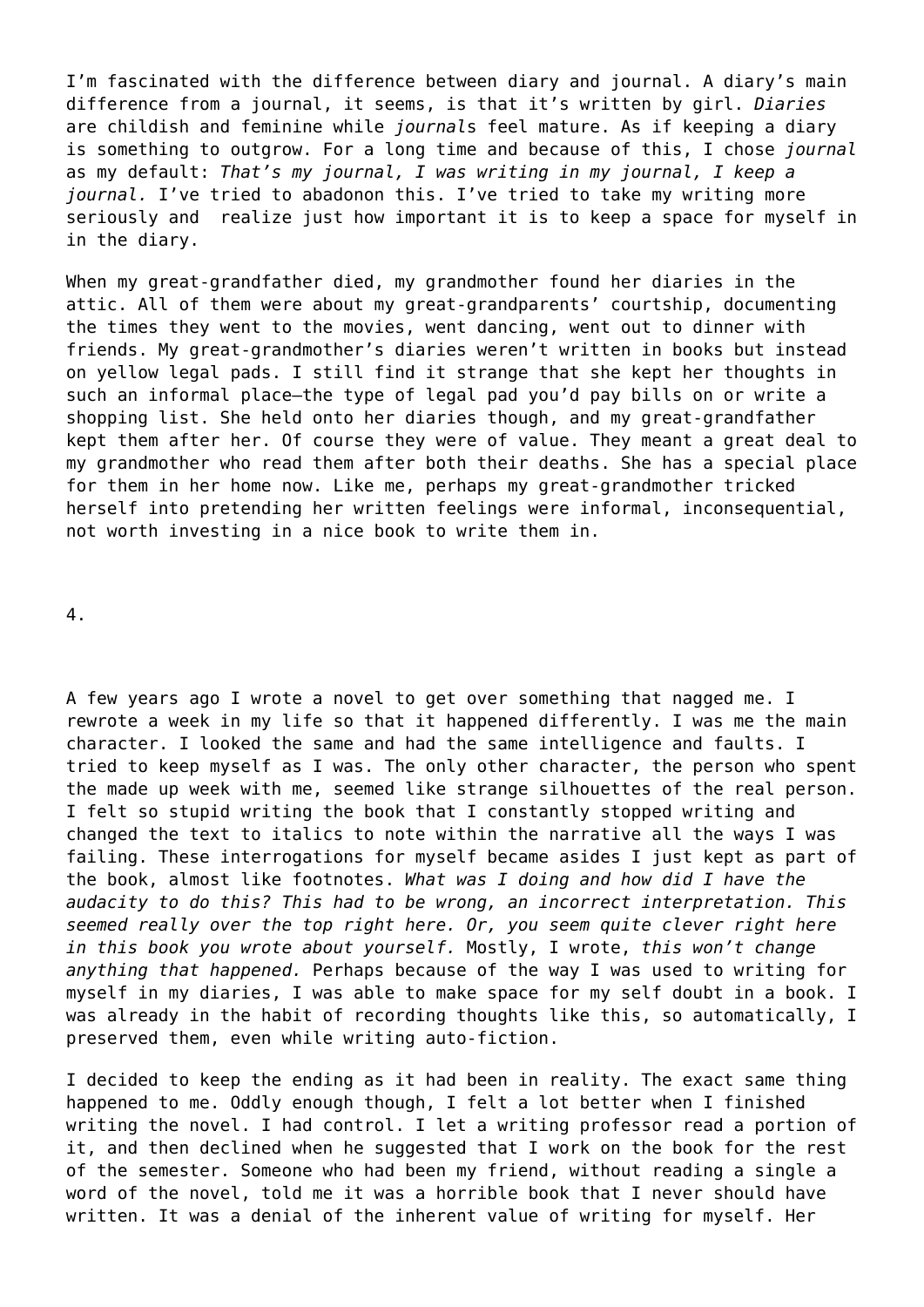I'm fascinated with the difference between diary and journal. A diary's main difference from a journal, it seems, is that it's written by girl. *Diaries* are childish and feminine while *journal*s feel mature. As if keeping a diary is something to outgrow. For a long time and because of this, I chose *journal* as my default: *That's my journal, I was writing in my journal, I keep a journal.* I've tried to abadonon this. I've tried to take my writing more seriously and realize just how important it is to keep a space for myself in in the diary.

When my great-grandfather died, my grandmother found her diaries in the attic. All of them were about my great-grandparents' courtship, documenting the times they went to the movies, went dancing, went out to dinner with friends. My great-grandmother's diaries weren't written in books but instead on yellow legal pads. I still find it strange that she kept her thoughts in such an informal place—the type of legal pad you'd pay bills on or write a shopping list. She held onto her diaries though, and my great-grandfather kept them after her. Of course they were of value. They meant a great deal to my grandmother who read them after both their deaths. She has a special place for them in her home now. Like me, perhaps my great-grandmother tricked herself into pretending her written feelings were informal, inconsequential, not worth investing in a nice book to write them in.

4.

A few years ago I wrote a novel to get over something that nagged me. I rewrote a week in my life so that it happened differently. I was me the main character. I looked the same and had the same intelligence and faults. I tried to keep myself as I was. The only other character, the person who spent the made up week with me, seemed like strange silhouettes of the real person. I felt so stupid writing the book that I constantly stopped writing and changed the text to italics to note within the narrative all the ways I was failing. These interrogations for myself became asides I just kept as part of the book, almost like footnotes. *What was I doing and how did I have the audacity to do this? This had to be wrong, an incorrect interpretation. This seemed really over the top right here. Or, you seem quite clever right here in this book you wrote about yourself.* Mostly, I wrote, *this won't change anything that happened.* Perhaps because of the way I was used to writing for myself in my diaries, I was able to make space for my self doubt in a book. I was already in the habit of recording thoughts like this, so automatically, I preserved them, even while writing auto-fiction.

I decided to keep the ending as it had been in reality. The exact same thing happened to me. Oddly enough though, I felt a lot better when I finished writing the novel. I had control. I let a writing professor read a portion of it, and then declined when he suggested that I work on the book for the rest of the semester. Someone who had been my friend, without reading a single a word of the novel, told me it was a horrible book that I never should have written. It was a denial of the inherent value of writing for myself. Her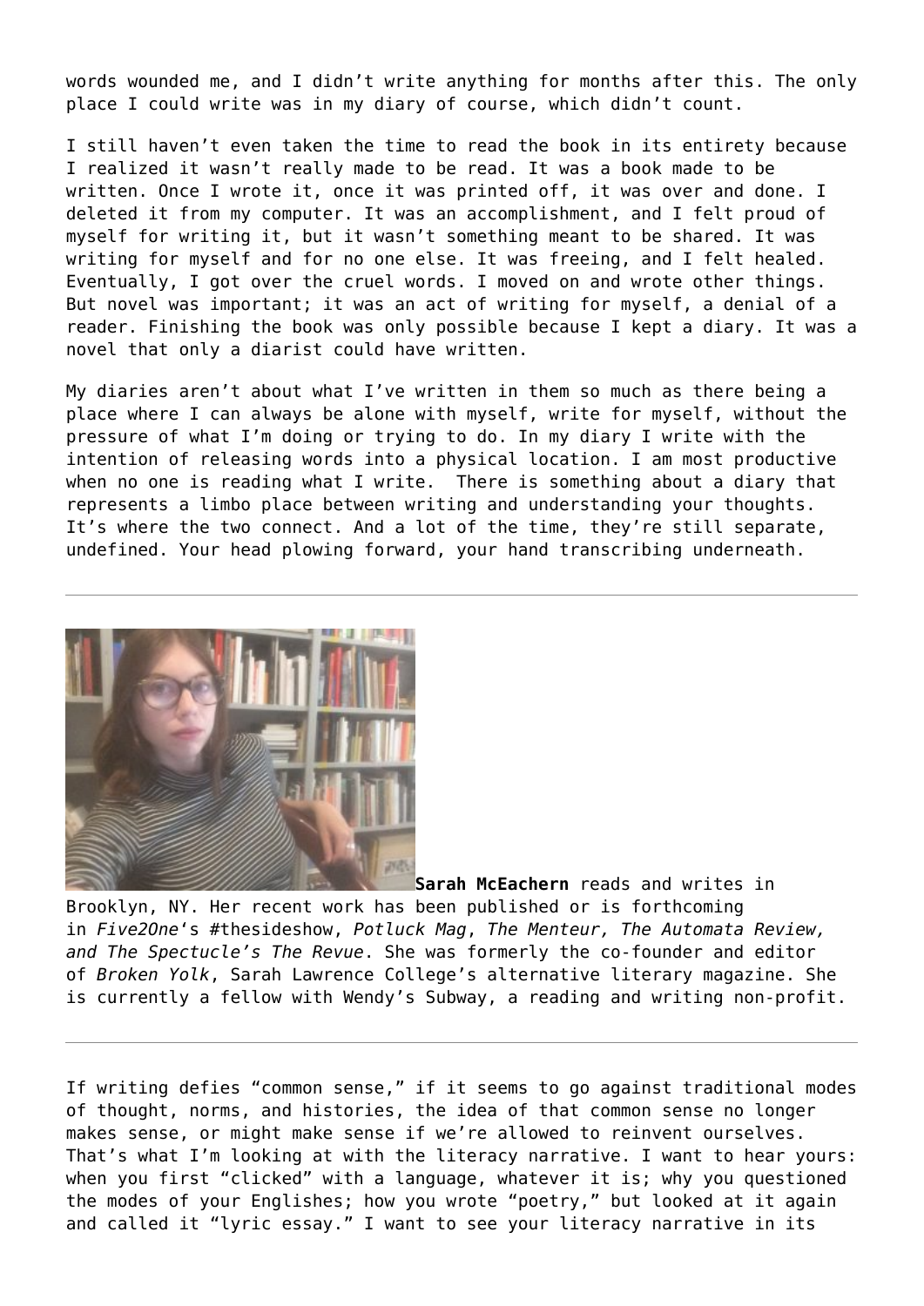words wounded me, and I didn't write anything for months after this. The only place I could write was in my diary of course, which didn't count.

I still haven't even taken the time to read the book in its entirety because I realized it wasn't really made to be read. It was a book made to be written. Once I wrote it, once it was printed off, it was over and done. I deleted it from my computer. It was an accomplishment, and I felt proud of myself for writing it, but it wasn't something meant to be shared. It was writing for myself and for no one else. It was freeing, and I felt healed. Eventually, I got over the cruel words. I moved on and wrote other things. But novel was important; it was an act of writing for myself, a denial of a reader. Finishing the book was only possible because I kept a diary. It was a novel that only a diarist could have written.

My diaries aren't about what I've written in them so much as there being a place where I can always be alone with myself, write for myself, without the pressure of what I'm doing or trying to do. In my diary I write with the intention of releasing words into a physical location. I am most productive when no one is reading what I write. There is something about a diary that represents a limbo place between writing and understanding your thoughts. It's where the two connect. And a lot of the time, they're still separate, undefined. Your head plowing forward, your hand transcribing underneath.

---

**Sarah McEachern** reads and writes in Brooklyn, NY. Her recent work has been published or is forthcoming in *Five2One*'s #thesideshow, *Potluck Mag*, *The Menteur, The Automata Review, and The Spectucle's The Revue*. She was formerly the co-founder and editor of *Broken Yolk*, Sarah Lawrence College's alternative literary magazine. She is currently a fellow with Wendy's Subway, a reading and writing non-profit.

---

If writing defies "common sense," if it seems to go against traditional modes of thought, norms, and histories, the idea of that common sense no longer makes sense, or might make sense if we're allowed to reinvent ourselves. That's what I'm looking at with the literacy narrative. I want to hear yours: when you first "clicked" with a language, whatever it is; why you questioned the modes of your Englishes; how you wrote "poetry," but looked at it again and called it "lyric essay." I want to see your literacy narrative in its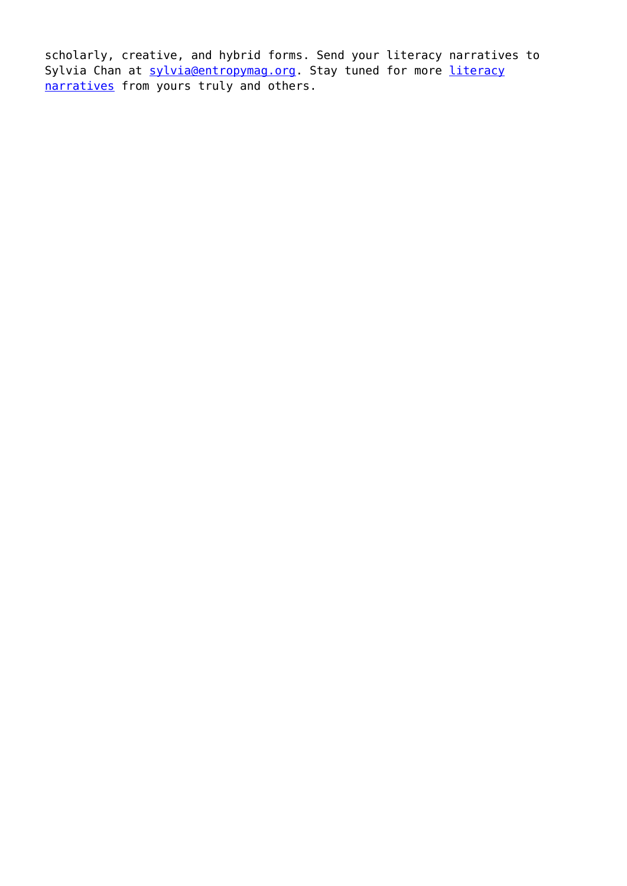scholarly, creative, and hybrid forms. Send your literacy narratives to Sylvia Chan at [sylvia@entropymag.org](mailto:sylvia@entropymag.org). Stay tuned for more [literacy narratives](#) from yours truly and others.